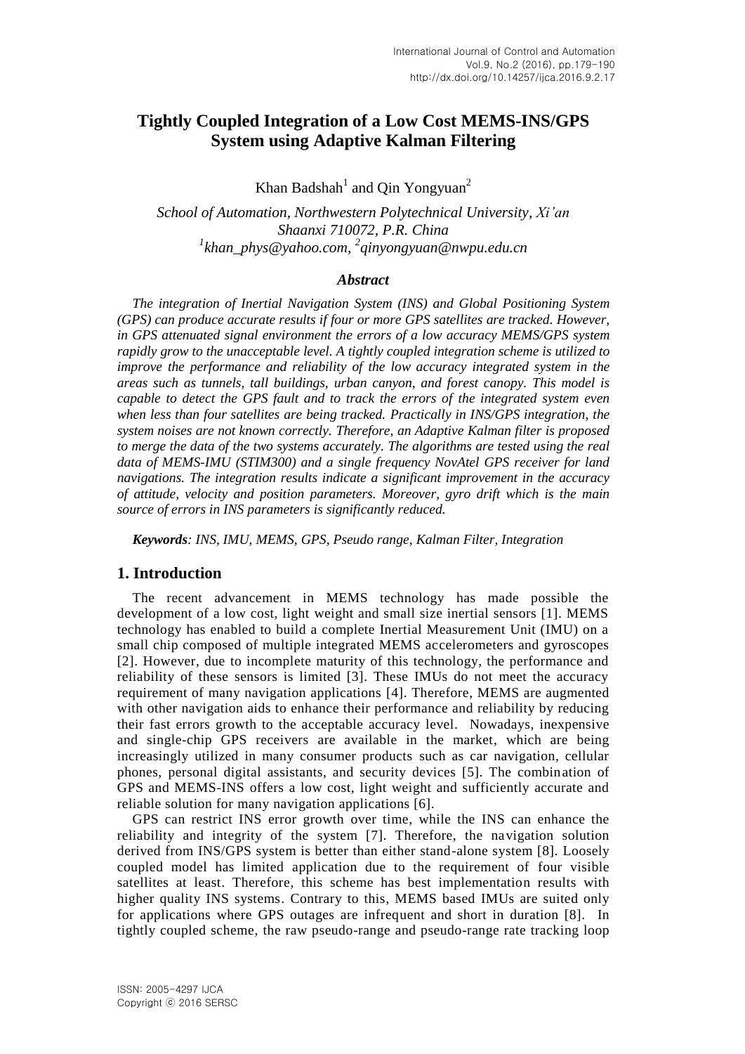# Tightly Coupled Integration of a Low Cost MEMS-INS/GPS System using Adaptive Kalman Filtering

Khan Badshah[1] and Qin Yongyuan[2]

*School of Automation, Northwestern Polytechnical University, Xi'an Shaanxi 710072, P.R. China*
*[1]khan_phys@yahoo.com, [2]qinyongyuan@nwpu.edu.cn*

### *Abstract*

*The integration of Inertial Navigation System (INS) and Global Positioning System (GPS) can produce accurate results if four or more GPS satellites are tracked. However, in GPS attenuated signal environment the errors of a low accuracy MEMS/GPS system rapidly grow to the unacceptable level. A tightly coupled integration scheme is utilized to improve the performance and reliability of the low accuracy integrated system in the areas such as tunnels, tall buildings, urban canyon, and forest canopy. This model is capable to detect the GPS fault and to track the errors of the integrated system even when less than four satellites are being tracked. Practically in INS/GPS integration, the system noises are not known correctly. Therefore, an Adaptive Kalman filter is proposed to merge the data of the two systems accurately. The algorithms are tested using the real data of MEMS-IMU (STIM300) and a single frequency NovAtel GPS receiver for land navigations. The integration results indicate a significant improvement in the accuracy of attitude, velocity and position parameters. Moreover, gyro drift which is the main source of errors in INS parameters is significantly reduced.*

***Keywords**: INS, IMU, MEMS, GPS, Pseudo range, Kalman Filter, Integration*

## 1. Introduction

The recent advancement in MEMS technology has made possible the development of a low cost, light weight and small size inertial sensors [1]. MEMS technology has enabled to build a complete Inertial Measurement Unit (IMU) on a small chip composed of multiple integrated MEMS accelerometers and gyroscopes [2]. However, due to incomplete maturity of this technology, the performance and reliability of these sensors is limited [3]. These IMUs do not meet the accuracy requirement of many navigation applications [4]. Therefore, MEMS are augmented with other navigation aids to enhance their performance and reliability by reducing their fast errors growth to the acceptable accuracy level. Nowadays, inexpensive and single-chip GPS receivers are available in the market, which are being increasingly utilized in many consumer products such as car navigation, cellular phones, personal digital assistants, and security devices [5]. The combination of GPS and MEMS-INS offers a low cost, light weight and sufficiently accurate and reliable solution for many navigation applications [6].

GPS can restrict INS error growth over time, while the INS can enhance the reliability and integrity of the system [7]. Therefore, the navigation solution derived from INS/GPS system is better than either stand-alone system [8]. Loosely coupled model has limited application due to the requirement of four visible satellites at least. Therefore, this scheme has best implementation results with higher quality INS systems. Contrary to this, MEMS based IMUs are suited only for applications where GPS outages are infrequent and short in duration [8]. In tightly coupled scheme, the raw pseudo-range and pseudo-range rate tracking loop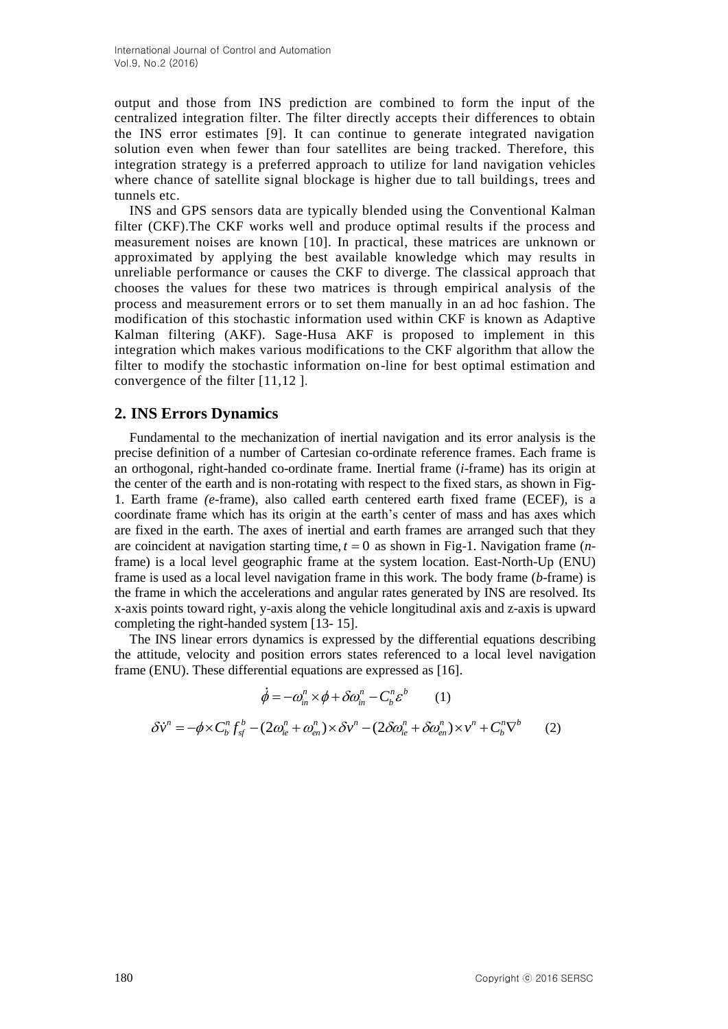output and those from INS prediction are combined to form the input of the centralized integration filter. The filter directly accepts their differences to obtain the INS error estimates [9]. It can continue to generate integrated navigation solution even when fewer than four satellites are being tracked. Therefore, this integration strategy is a preferred approach to utilize for land navigation vehicles where chance of satellite signal blockage is higher due to tall buildings, trees and tunnels etc.

INS and GPS sensors data are typically blended using the Conventional Kalman filter (CKF).The CKF works well and produce optimal results if the process and measurement noises are known [10]. In practical, these matrices are unknown or approximated by applying the best available knowledge which may results in unreliable performance or causes the CKF to diverge. The classical approach that chooses the values for these two matrices is through empirical analysis of the process and measurement errors or to set them manually in an ad hoc fashion. The modification of this stochastic information used within CKF is known as Adaptive Kalman filtering (AKF). Sage-Husa AKF is proposed to implement in this integration which makes various modifications to the CKF algorithm that allow the filter to modify the stochastic information on-line for best optimal estimation and convergence of the filter [11,12 ].

## 2. INS Errors Dynamics

Fundamental to the mechanization of inertial navigation and its error analysis is the precise definition of a number of Cartesian co-ordinate reference frames. Each frame is an orthogonal, right-handed co-ordinate frame. Inertial frame (*i*-frame) has its origin at the center of the earth and is non-rotating with respect to the fixed stars, as shown in Fig-1. Earth frame *(e*-frame), also called earth centered earth fixed frame (ECEF), is a coordinate frame which has its origin at the earth's center of mass and has axes which are fixed in the earth. The axes of inertial and earth frames are arranged such that they are coincident at navigation starting time, $t = 0$ as shown in Fig-1. Navigation frame (*n*-frame) is a local level geographic frame at the system location. East-North-Up (ENU) frame is used as a local level navigation frame in this work. The body frame (*b*-frame) is the frame in which the accelerations and angular rates generated by INS are resolved. Its x-axis points toward right, y-axis along the vehicle longitudinal axis and z-axis is upward completing the right-handed system [13- 15].

The INS linear errors dynamics is expressed by the differential equations describing the attitude, velocity and position errors states referenced to a local level navigation frame (ENU). These differential equations are expressed as [16].

$$\dot{\phi} = -\omega_{in}^{n} \times \phi + \delta\omega_{in}^{n} - C_{b}^{n}\varepsilon^{b} \qquad (1)$$

$$\delta\dot{v}^{n} = -\phi \times C_{b}^{n} f_{sf}^{b} - (2\omega_{ie}^{n} + \omega_{en}^{n}) \times \delta v^{n} - (2\delta\omega_{ie}^{n} + \delta\omega_{en}^{n}) \times v^{n} + C_{b}^{n}\nabla^{b} \qquad (2)$$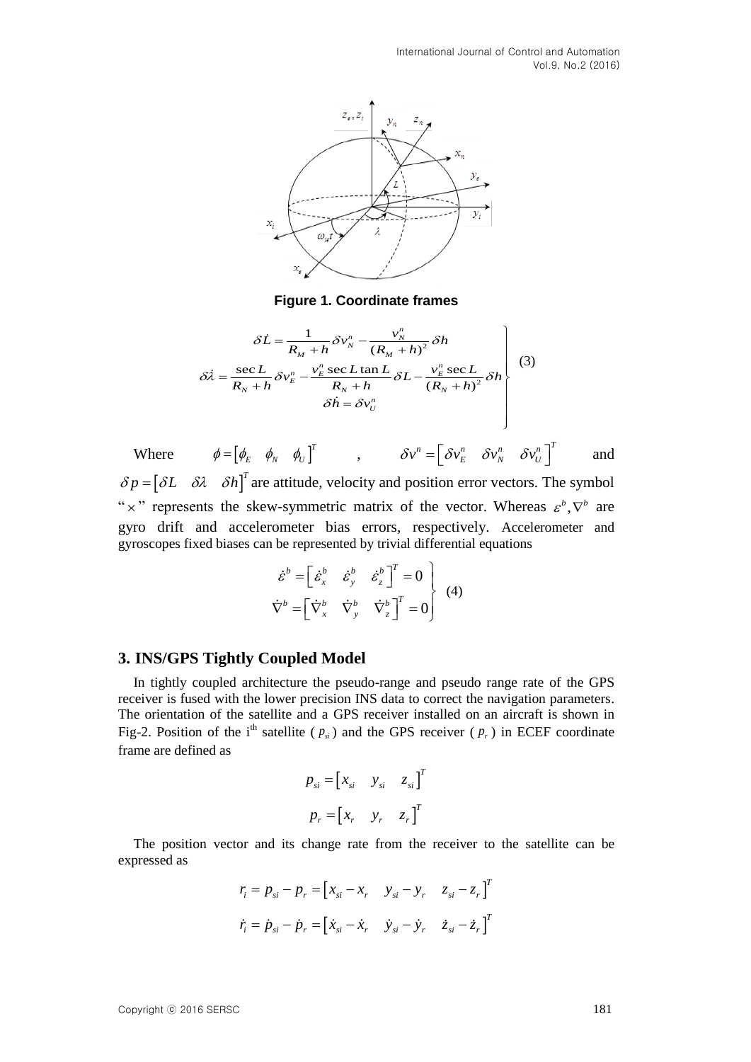**Figure 1. Coordinate frames**

$$
\left.\begin{aligned}
\delta \dot{L} &= \frac{1}{R_M + h}\delta v_N^n - \frac{v_N^n}{(R_M + h)^2}\delta h \\
\delta \dot{\lambda} &= \frac{\sec L}{R_N + h}\delta v_E^n - \frac{v_E^n \sec L \tan L}{R_N + h}\delta L - \frac{v_E^n \sec L}{(R_N + h)^2}\delta h \\
\delta \dot{h} &= \delta v_U^n
\end{aligned}\right\} \quad (3)
$$

Where $\phi = \begin{bmatrix} \phi_E & \phi_N & \phi_U \end{bmatrix}^T$, $\delta v^n = \begin{bmatrix} \delta v_E^n & \delta v_N^n & \delta v_U^n \end{bmatrix}^T$ and $\delta p = \begin{bmatrix} \delta L & \delta \lambda & \delta h \end{bmatrix}^T$ are attitude, velocity and position error vectors. The symbol "$\times$" represents the skew-symmetric matrix of the vector. Whereas $\varepsilon^b, \nabla^b$ are gyro drift and accelerometer bias errors, respectively. Accelerometer and gyroscopes fixed biases can be represented by trivial differential equations

$$
\left.\begin{aligned}
\dot{\varepsilon}^b &= \begin{bmatrix} \dot{\varepsilon}_x^b & \dot{\varepsilon}_y^b & \dot{\varepsilon}_z^b \end{bmatrix}^T = 0 \\
\dot{\nabla}^b &= \begin{bmatrix} \dot{\nabla}_x^b & \dot{\nabla}_y^b & \dot{\nabla}_z^b \end{bmatrix}^T = 0
\end{aligned}\right\} \quad (4)
$$

## 3. INS/GPS Tightly Coupled Model

In tightly coupled architecture the pseudo-range and pseudo range rate of the GPS receiver is fused with the lower precision INS data to correct the navigation parameters. The orientation of the satellite and a GPS receiver installed on an aircraft is shown in Fig-2. Position of the i[th] satellite ($p_{si}$) and the GPS receiver ($p_r$) in ECEF coordinate frame are defined as

$$
p_{si} = \begin{bmatrix} x_{si} & y_{si} & z_{si} \end{bmatrix}^T
$$

$$
p_r = \begin{bmatrix} x_r & y_r & z_r \end{bmatrix}^T
$$

The position vector and its change rate from the receiver to the satellite can be expressed as

$$
r_i = p_{si} - p_r = \begin{bmatrix} x_{si} - x_r & y_{si} - y_r & z_{si} - z_r \end{bmatrix}^T
$$

$$
\dot{r}_i = \dot{p}_{si} - \dot{p}_r = \begin{bmatrix} \dot{x}_{si} - \dot{x}_r & \dot{y}_{si} - \dot{y}_r & \dot{z}_{si} - \dot{z}_r \end{bmatrix}^T
$$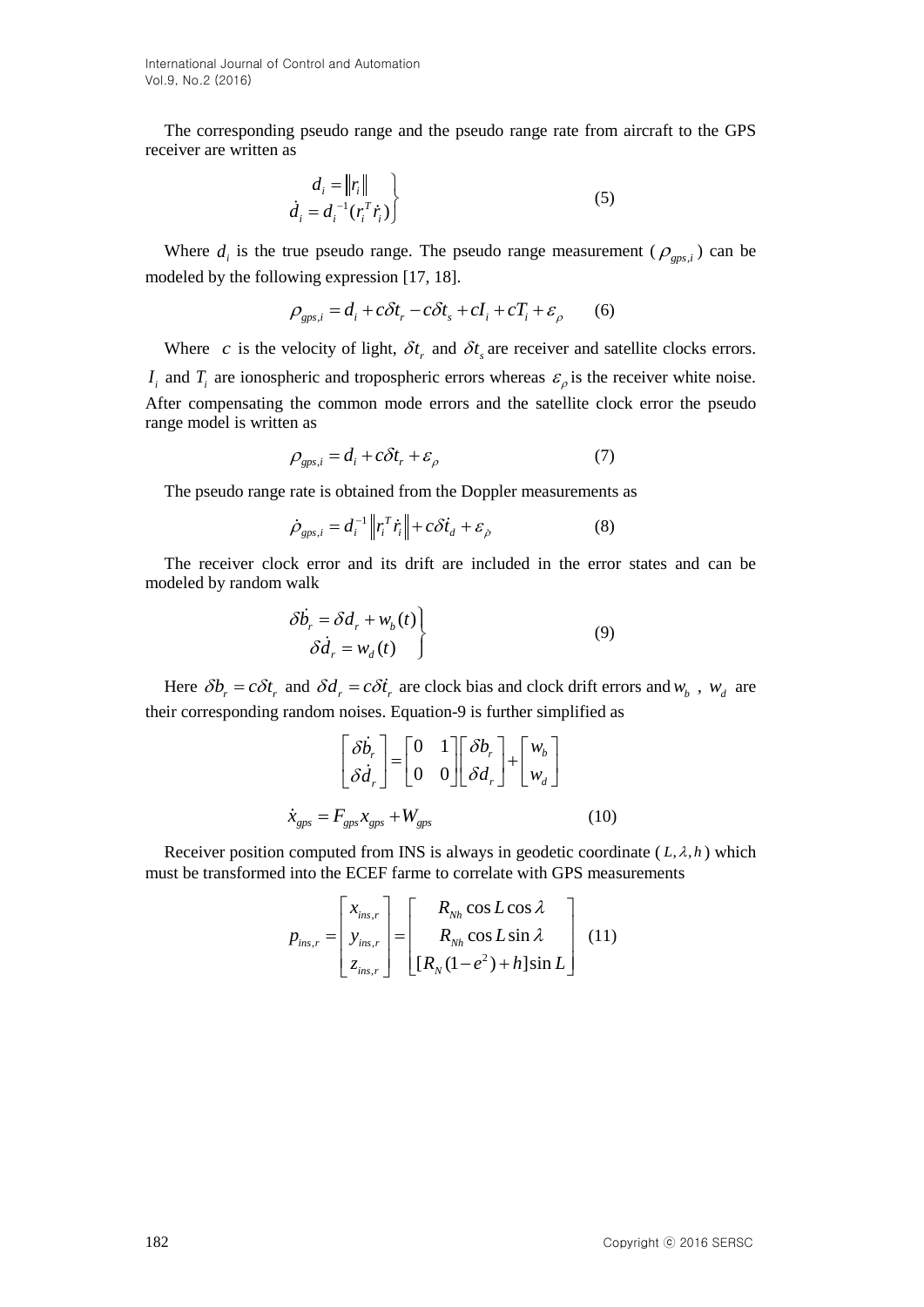The corresponding pseudo range and the pseudo range rate from aircraft to the GPS receiver are written as

$$\left.\begin{aligned} d_i &= \|r_i\| \\ \dot{d}_i &= d_i^{-1}(r_i^T \dot{r}_i) \end{aligned}\right\} \qquad (5)$$

Where $d_i$ is the true pseudo range. The pseudo range measurement ($\rho_{gps,i}$) can be modeled by the following expression [17, 18].

$$\rho_{gps,i} = d_i + c\delta t_r - c\delta t_s + cI_i + cT_i + \varepsilon_\rho \qquad (6)$$

Where $c$ is the velocity of light, $\delta t_r$ and $\delta t_s$ are receiver and satellite clocks errors. $I_i$ and $T_i$ are ionospheric and tropospheric errors whereas $\varepsilon_\rho$ is the receiver white noise. After compensating the common mode errors and the satellite clock error the pseudo range model is written as

$$\rho_{gps,i} = d_i + c\delta t_r + \varepsilon_\rho \qquad (7)$$

The pseudo range rate is obtained from the Doppler measurements as

$$\dot{\rho}_{gps,i} = d_i^{-1} \left\| r_i^T \dot{r}_i \right\| + c\delta \dot{t}_d + \varepsilon_{\dot{\rho}} \qquad (8)$$

The receiver clock error and its drift are included in the error states and can be modeled by random walk

$$\left.\begin{aligned} \delta \dot{b}_r &= \delta d_r + w_b(t) \\ \delta \dot{d}_r &= w_d(t) \end{aligned}\right\} \qquad (9)$$

Here $\delta b_r = c\delta t_r$ and $\delta d_r = c\delta \dot{t}_r$ are clock bias and clock drift errors and $w_b$ , $w_d$ are their corresponding random noises. Equation-9 is further simplified as

$$\begin{bmatrix} \delta \dot{b}_r \\ \delta \dot{d}_r \end{bmatrix} = \begin{bmatrix} 0 & 1 \\ 0 & 0 \end{bmatrix} \begin{bmatrix} \delta b_r \\ \delta d_r \end{bmatrix} + \begin{bmatrix} w_b \\ w_d \end{bmatrix}$$

$$\dot{x}_{gps} = F_{gps} x_{gps} + W_{gps} \qquad (10)$$

Receiver position computed from INS is always in geodetic coordinate ($L, \lambda, h$) which must be transformed into the ECEF farme to correlate with GPS measurements

$$p_{ins,r} = \begin{bmatrix} x_{ins,r} \\ y_{ins,r} \\ z_{ins,r} \end{bmatrix} = \begin{bmatrix} R_{Nh} \cos L \cos \lambda \\ R_{Nh} \cos L \sin \lambda \\ [R_N(1-e^2) + h] \sin L \end{bmatrix} \qquad (11)$$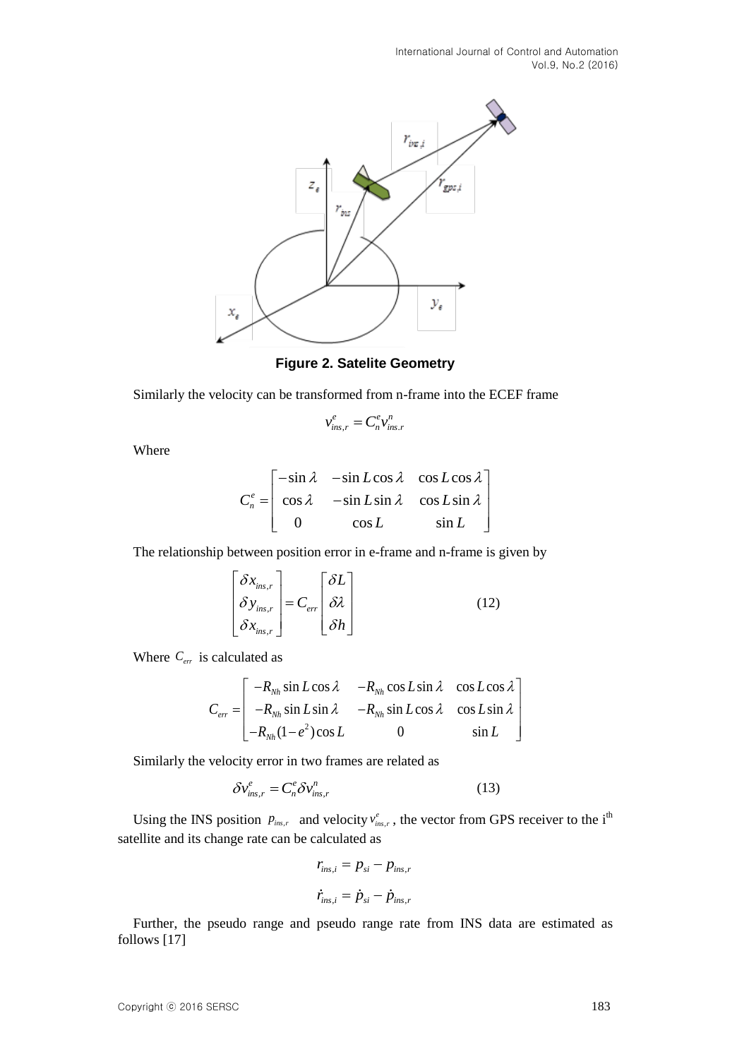**Figure 2. Satelite Geometry**

Similarly the velocity can be transformed from n-frame into the ECEF frame

$$v_{ins,r}^{e} = C_{n}^{e} v_{ins.r}^{n}$$

Where

$$C_{n}^{e} = \begin{bmatrix} -\sin\lambda & -\sin L\cos\lambda & \cos L\cos\lambda \\ \cos\lambda & -\sin L\sin\lambda & \cos L\sin\lambda \\ 0 & \cos L & \sin L \end{bmatrix}$$

The relationship between position error in e-frame and n-frame is given by

$$\begin{bmatrix} \delta x_{ins,r} \\ \delta y_{ins,r} \\ \delta x_{ins,r} \end{bmatrix} = C_{err} \begin{bmatrix} \delta L \\ \delta\lambda \\ \delta h \end{bmatrix} \tag{12}$$

Where $C_{err}$ is calculated as

$$C_{err} = \begin{bmatrix} -R_{Nh}\sin L\cos\lambda & -R_{Nh}\cos L\sin\lambda & \cos L\cos\lambda \\ -R_{Nh}\sin L\sin\lambda & -R_{Nh}\sin L\cos\lambda & \cos L\sin\lambda \\ -R_{Nh}(1-e^{2})\cos L & 0 & \sin L \end{bmatrix}$$

Similarly the velocity error in two frames are related as

$$\delta v_{ins,r}^{e} = C_{n}^{e} \delta v_{ins,r}^{n} \tag{13}$$

Using the INS position $p_{ins,r}$ and velocity $v_{ins,r}^{e}$, the vector from GPS receiver to the i[th] satellite and its change rate can be calculated as

$$r_{ins,i} = p_{si} - p_{ins,r}$$

$$\dot{r}_{ins,i} = \dot{p}_{si} - \dot{p}_{ins,r}$$

Further, the pseudo range and pseudo range rate from INS data are estimated as follows [17]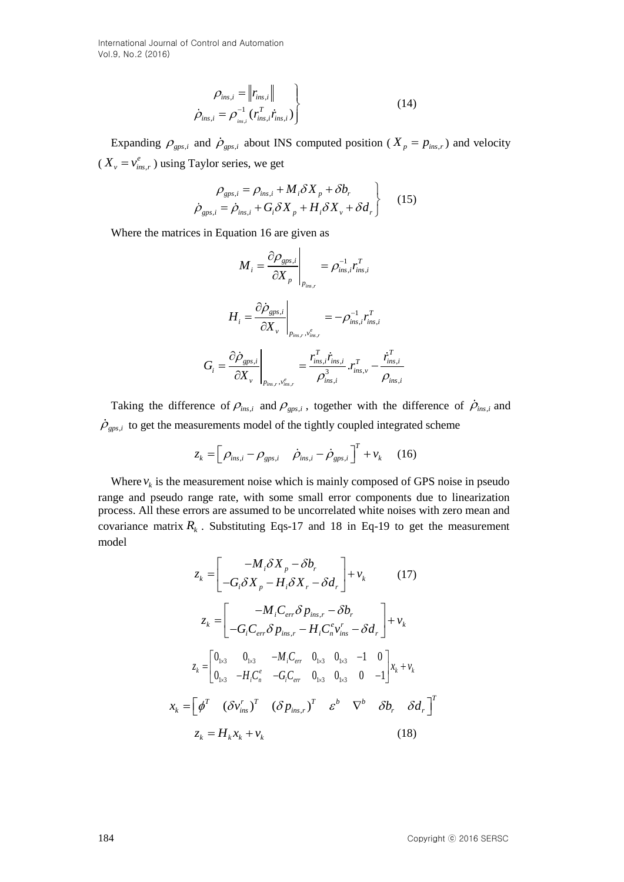$$
\left.\begin{aligned}
\rho_{ins,i} &= \left\| r_{ins,i} \right\| \\
\dot{\rho}_{ins,i} &= \rho_{_{ins,i}}^{-1} (r_{ins,i}^T \dot{r}_{ins,i})
\end{aligned}\right\} \qquad (14)
$$

Expanding $\rho_{gps,i}$ and $\dot{\rho}_{gps,i}$ about INS computed position ( $X_p = p_{ins,r}$ ) and velocity ( $X_v = v_{ins,r}^e$ ) using Taylor series, we get

$$
\left.\begin{aligned}
\rho_{gps,i} &= \rho_{ins,i} + M_i \delta X_p + \delta b_r \\
\dot{\rho}_{gps,i} &= \dot{\rho}_{ins,i} + G_i \delta X_p + H_i \delta X_v + \delta d_r
\end{aligned}\right\} \qquad (15)
$$

Where the matrices in Equation 16 are given as

$$
M_i = \left.\frac{\partial \rho_{gps,i}}{\partial X_p}\right|_{p_{ins,r}} = \rho_{ins,i}^{-1} r_{ins,i}^T
$$

$$
H_i = \left.\frac{\partial \dot{\rho}_{gps,i}}{\partial X_v}\right|_{p_{ins,r}, v_{ins,r}^e} = -\rho_{ins,i}^{-1} r_{ins,i}^T
$$

$$
G_i = \left.\frac{\partial \dot{\rho}_{gps,i}}{\partial X_v}\right|_{p_{ins,r}, v_{ins,r}^e} = \frac{r_{ins,i}^T \dot{r}_{ins,i}}{\rho_{ins,i}^3} . r_{ins,v}^T - \frac{\dot{r}_{ins,i}^T}{\rho_{ins,i}}
$$

Taking the difference of $\rho_{ins,i}$ and $\rho_{gps,i}$, together with the difference of $\dot{\rho}_{ins,i}$ and $\dot{\rho}_{gps,i}$ to get the measurements model of the tightly coupled integrated scheme

$$
z_k = \begin{bmatrix} \rho_{ins,i} - \rho_{gps,i} & \dot{\rho}_{ins,i} - \dot{\rho}_{gps,i} \end{bmatrix}^T + v_k \qquad (16)
$$

Where $v_k$ is the measurement noise which is mainly composed of GPS noise in pseudo range and pseudo range rate, with some small error components due to linearization process. All these errors are assumed to be uncorrelated white noises with zero mean and covariance matrix $R_k$. Substituting Eqs-17 and 18 in Eq-19 to get the measurement model

$$
z_k = \begin{bmatrix} -M_i \delta X_p - \delta b_r \\ -G_i \delta X_p - H_i \delta X_r - \delta d_r \end{bmatrix} + v_k \qquad (17)
$$

$$
z_k = \begin{bmatrix} -M_i C_{err} \delta p_{ins,r} - \delta b_r \\ -G_i C_{err} \delta p_{ins,r} - H_i C_n^e v_{ins}^r - \delta d_r \end{bmatrix} + v_k
$$

$$
z_k = \begin{bmatrix} 0_{1\times3} & 0_{1\times3} & -M_i C_{err} & 0_{1\times3} & 0_{1\times3} & -1 & 0 \\ 0_{1\times3} & -H_i C_n^e & -G_i C_{err} & 0_{1\times3} & 0_{1\times3} & 0 & -1 \end{bmatrix} x_k + v_k
$$

$$
x_k = \begin{bmatrix} \phi^T & (\delta v_{ins}^r)^T & (\delta p_{ins,r})^T & \varepsilon^b & \nabla^b & \delta b_r & \delta d_r \end{bmatrix}^T
$$

$$
z_k = H_k x_k + v_k \qquad (18)
$$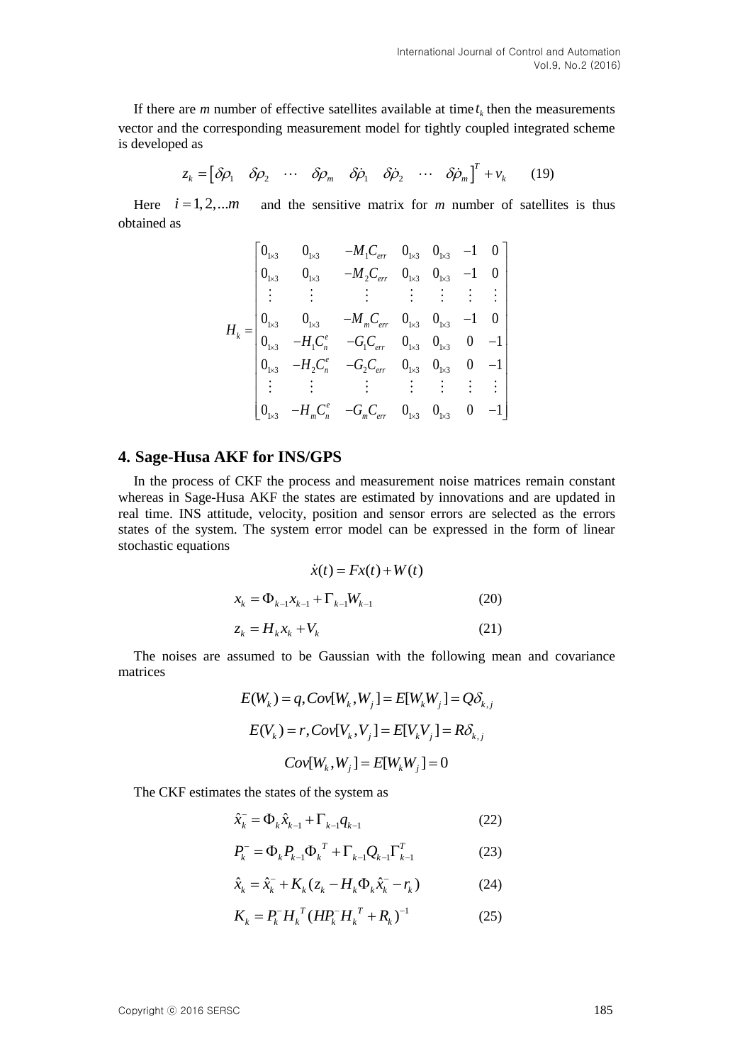If there are *m* number of effective satellites available at time $t_k$ then the measurements vector and the corresponding measurement model for tightly coupled integrated scheme is developed as

$$z_k = \begin{bmatrix} \delta\rho_1 & \delta\rho_2 & \cdots & \delta\rho_m & \delta\dot{\rho}_1 & \delta\dot{\rho}_2 & \cdots & \delta\dot{\rho}_m \end{bmatrix}^T + v_k \qquad (19)$$

Here $i = 1, 2, ...m$ and the sensitive matrix for *m* number of satellites is thus obtained as

$$H_k = \begin{bmatrix} 0_{1\times3} & 0_{1\times3} & -M_1 C_{err} & 0_{1\times3} & 0_{1\times3} & -1 & 0 \\ 0_{1\times3} & 0_{1\times3} & -M_2 C_{err} & 0_{1\times3} & 0_{1\times3} & -1 & 0 \\ \vdots & \vdots & \vdots & \vdots & \vdots & \vdots & \vdots \\ 0_{1\times3} & 0_{1\times3} & -M_m C_{err} & 0_{1\times3} & 0_{1\times3} & -1 & 0 \\ 0_{1\times3} & -H_1 C_n^e & -G_1 C_{err} & 0_{1\times3} & 0_{1\times3} & 0 & -1 \\ 0_{1\times3} & -H_2 C_n^e & -G_2 C_{err} & 0_{1\times3} & 0_{1\times3} & 0 & -1 \\ \vdots & \vdots & \vdots & \vdots & \vdots & \vdots & \vdots \\ 0_{1\times3} & -H_m C_n^e & -G_m C_{err} & 0_{1\times3} & 0_{1\times3} & 0 & -1 \end{bmatrix}$$

## 4. Sage-Husa AKF for INS/GPS

In the process of CKF the process and measurement noise matrices remain constant whereas in Sage-Husa AKF the states are estimated by innovations and are updated in real time. INS attitude, velocity, position and sensor errors are selected as the errors states of the system. The system error model can be expressed in the form of linear stochastic equations

$$\dot{x}(t) = Fx(t) + W(t)$$

$$x_k = \Phi_{k-1} x_{k-1} + \Gamma_{k-1} W_{k-1} \qquad (20)$$

$$z_k = H_k x_k + V_k \qquad (21)$$

The noises are assumed to be Gaussian with the following mean and covariance matrices

$$E(W_k) = q, Cov[W_k, W_j] = E[W_k W_j] = Q\delta_{k,j}$$

$$E(V_k) = r, Cov[V_k, V_j] = E[V_k V_j] = R\delta_{k,j}$$

$$Cov[W_k, W_j] = E[W_k W_j] = 0$$

The CKF estimates the states of the system as

$$\hat{x}_k^- = \Phi_k \hat{x}_{k-1} + \Gamma_{k-1} q_{k-1} \qquad (22)$$

$$P_k^- = \Phi_k P_{k-1} \Phi_k^{\ T} + \Gamma_{k-1} Q_{k-1} \Gamma_{k-1}^T \qquad (23)$$

$$\hat{x}_k = \hat{x}_k^- + K_k (z_k - H_k \Phi_k \hat{x}_k^- - r_k) \qquad (24)$$

$$K_k = P_k^- H_k^{\ T} (H P_k^- H_k^{\ T} + R_k)^{-1} \qquad (25)$$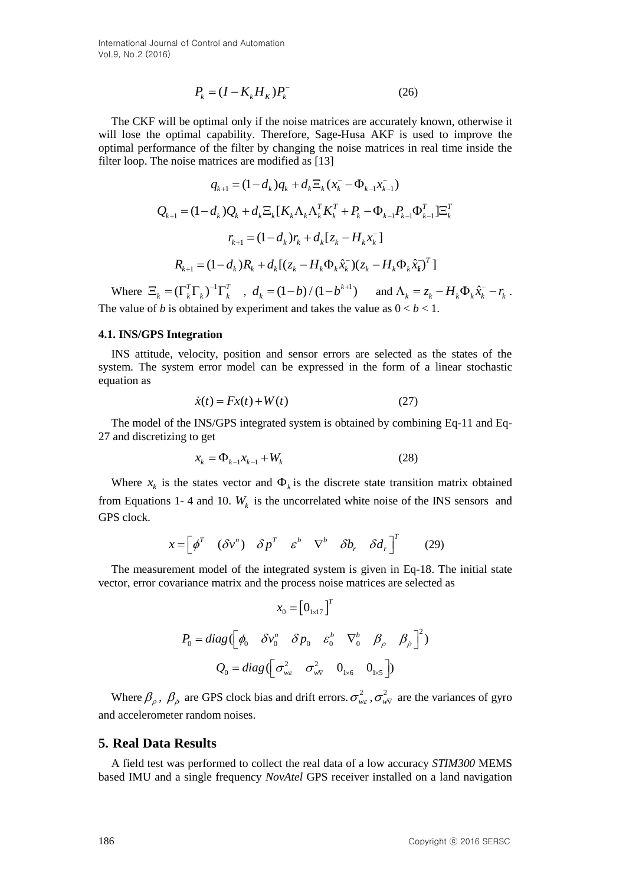$$P_k = (I - K_k H_K) P_k^- \quad (26)$$

The CKF will be optimal only if the noise matrices are accurately known, otherwise it will lose the optimal capability. Therefore, Sage-Husa AKF is used to improve the optimal performance of the filter by changing the noise matrices in real time inside the filter loop. The noise matrices are modified as [13]

$$q_{k+1} = (1-d_k) q_k + d_k \Xi_k (x_k^- - \Phi_{k-1} x_{k-1}^-)$$

$$Q_{k+1} = (1-d_k) Q_k + d_k \Xi_k [K_k \Lambda_k \Lambda_k^T K_k^T + P_k - \Phi_{k-1} P_{k-1} \Phi_{k-1}^T] \Xi_k^T$$

$$r_{k+1} = (1-d_k) r_k + d_k [z_k - H_k x_k^-]$$

$$R_{k+1} = (1-d_k) R_k + d_k [(z_k - H_k \Phi_k \hat{x}_k^-)(z_k - H_k \Phi_k \hat{x}_k^-)^T]$$

Where $\Xi_k = (\Gamma_k^T \Gamma_k)^{-1} \Gamma_k^T$ , $d_k = (1-b)/(1-b^{k+1})$ and $\Lambda_k = z_k - H_k \Phi_k \hat{x}_k^- - r_k$. The value of *b* is obtained by experiment and takes the value as $0 < b < 1$.

### 4.1. INS/GPS Integration

INS attitude, velocity, position and sensor errors are selected as the states of the system. The system error model can be expressed in the form of a linear stochastic equation as

$$\dot{x}(t) = F x(t) + W(t) \quad (27)$$

The model of the INS/GPS integrated system is obtained by combining Eq-11 and Eq-27 and discretizing to get

$$x_k = \Phi_{k-1} x_{k-1} + W_k \quad (28)$$

Where $x_k$ is the states vector and $\Phi_k$ is the discrete state transition matrix obtained from Equations 1- 4 and 10. $W_k$ is the uncorrelated white noise of the INS sensors and GPS clock.

$$x = \begin{bmatrix} \phi^T & (\delta v^n) & \delta p^T & \varepsilon^b & \nabla^b & \delta b_r & \delta d_r \end{bmatrix}^T \quad (29)$$

The measurement model of the integrated system is given in Eq-18. The initial state vector, error covariance matrix and the process noise matrices are selected as

$$x_0 = \begin{bmatrix} 0_{1\times 17} \end{bmatrix}^T$$

$$P_0 = diag(\begin{bmatrix} \phi_0 & \delta v_0^n & \delta p_0 & \varepsilon_0^b & \nabla_0^b & \beta_\rho & \beta_{\dot{\rho}} \end{bmatrix}^2)$$

$$Q_0 = diag(\begin{bmatrix} \sigma_{w\varepsilon}^2 & \sigma_{w\nabla}^2 & 0_{1\times 6} & 0_{1\times 5} \end{bmatrix})$$

Where $\beta_\rho$, $\beta_{\dot{\rho}}$ are GPS clock bias and drift errors. $\sigma_{w\varepsilon}^2, \sigma_{w\nabla}^2$ are the variances of gyro and accelerometer random noises.

## 5. Real Data Results

A field test was performed to collect the real data of a low accuracy *STIM300* MEMS based IMU and a single frequency *NovAtel* GPS receiver installed on a land navigation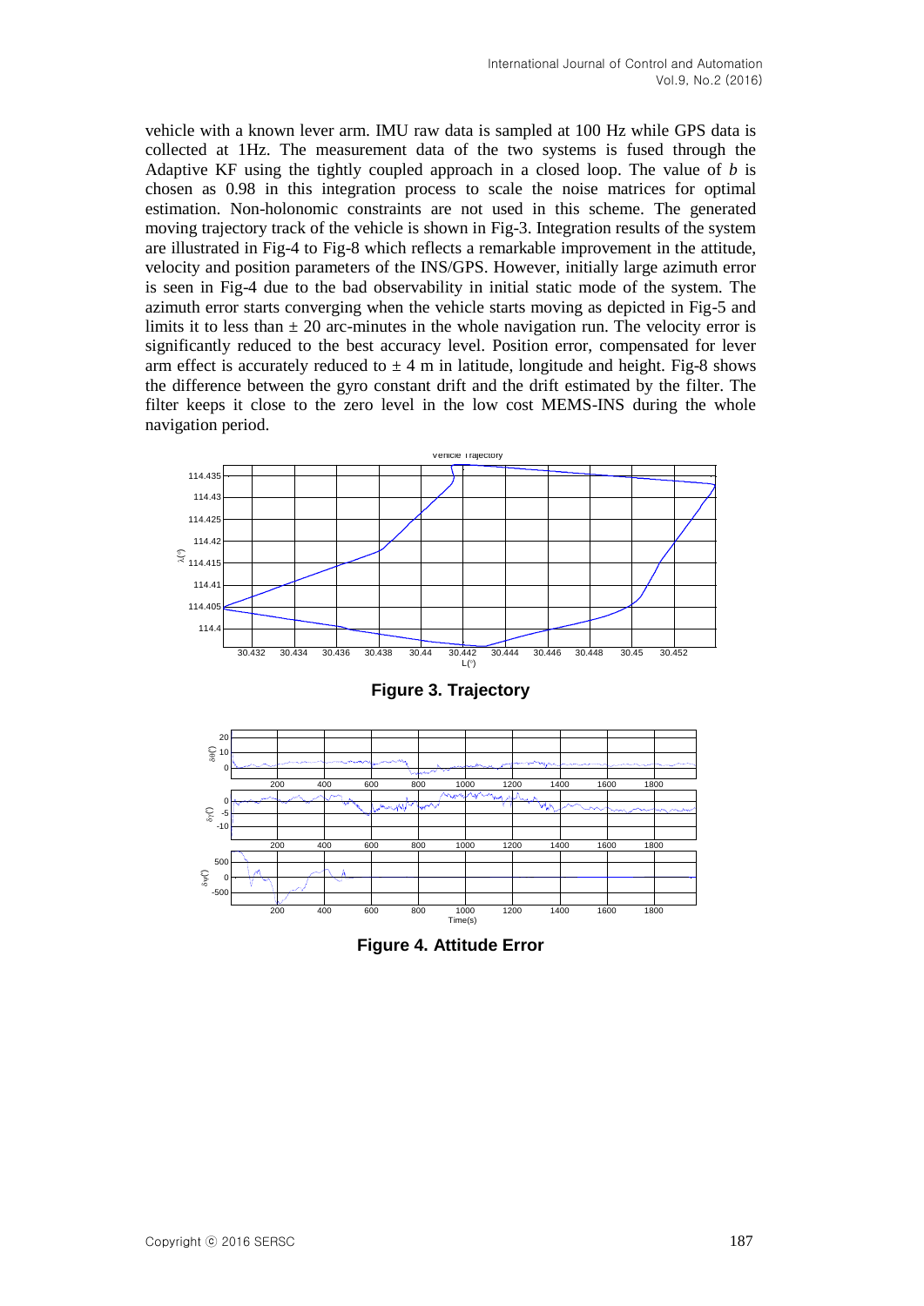vehicle with a known lever arm. IMU raw data is sampled at 100 Hz while GPS data is collected at 1Hz. The measurement data of the two systems is fused through the Adaptive KF using the tightly coupled approach in a closed loop. The value of $b$ is chosen as 0.98 in this integration process to scale the noise matrices for optimal estimation. Non-holonomic constraints are not used in this scheme. The generated moving trajectory track of the vehicle is shown in Fig-3. Integration results of the system are illustrated in Fig-4 to Fig-8 which reflects a remarkable improvement in the attitude, velocity and position parameters of the INS/GPS. However, initially large azimuth error is seen in Fig-4 due to the bad observability in initial static mode of the system. The azimuth error starts converging when the vehicle starts moving as depicted in Fig-5 and limits it to less than ± 20 arc-minutes in the whole navigation run. The velocity error is significantly reduced to the best accuracy level. Position error, compensated for lever arm effect is accurately reduced to ± 4 m in latitude, longitude and height. Fig-8 shows the difference between the gyro constant drift and the drift estimated by the filter. The filter keeps it close to the zero level in the low cost MEMS-INS during the whole navigation period.

**Figure 3. Trajectory**

**Figure 4. Attitude Error**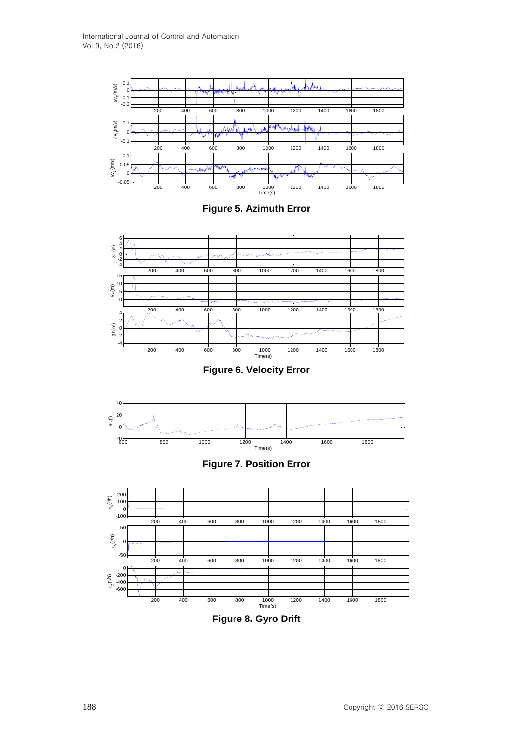**Figure 5. Azimuth Error**

**Figure 6. Velocity Error**

**Figure 7. Position Error**

**Figure 8. Gyro Drift**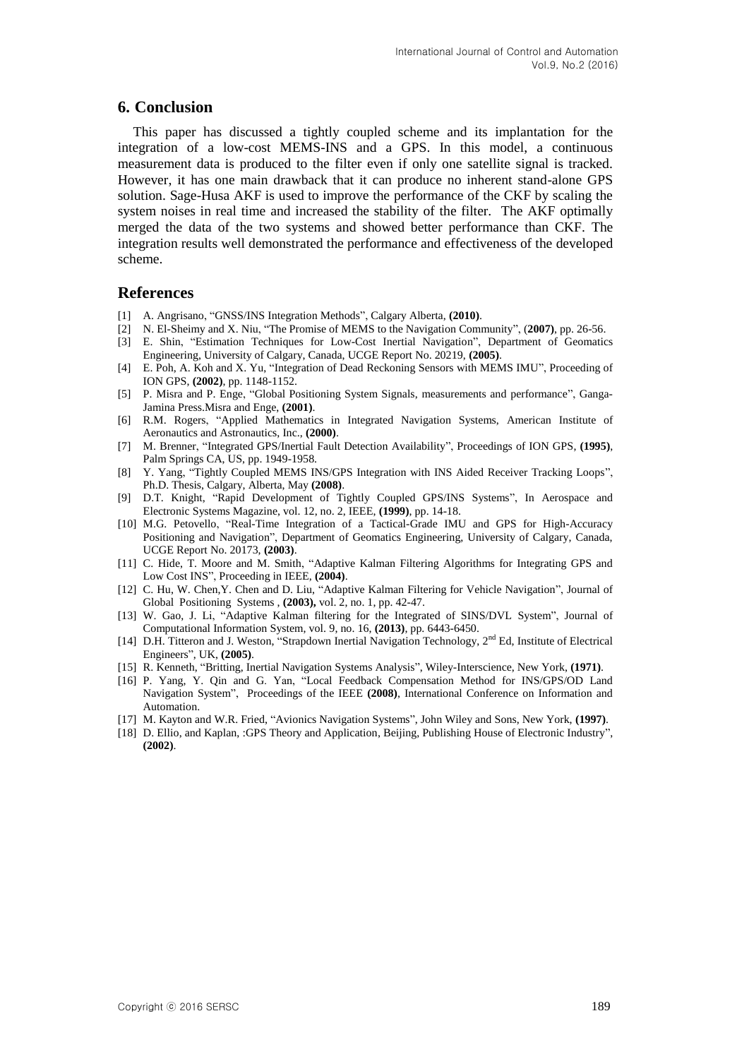## 6. Conclusion

This paper has discussed a tightly coupled scheme and its implantation for the integration of a low-cost MEMS-INS and a GPS. In this model, a continuous measurement data is produced to the filter even if only one satellite signal is tracked. However, it has one main drawback that it can produce no inherent stand-alone GPS solution. Sage-Husa AKF is used to improve the performance of the CKF by scaling the system noises in real time and increased the stability of the filter. The AKF optimally merged the data of the two systems and showed better performance than CKF. The integration results well demonstrated the performance and effectiveness of the developed scheme.

## References

[1] A. Angrisano, "GNSS/INS Integration Methods", Calgary Alberta, **(2010)**.

[2] N. El-Sheimy and X. Niu, "The Promise of MEMS to the Navigation Community", (**2007)**, pp. 26-56.

[3] E. Shin, "Estimation Techniques for Low-Cost Inertial Navigation", Department of Geomatics Engineering, University of Calgary, Canada, UCGE Report No. 20219, **(2005)**.

[4] E. Poh, A. Koh and X. Yu, "Integration of Dead Reckoning Sensors with MEMS IMU", Proceeding of ION GPS, **(2002)**, pp. 1148-1152.

[5] P. Misra and P. Enge, "Global Positioning System Signals, measurements and performance", Ganga-Jamina Press.Misra and Enge, **(2001)**.

[6] R.M. Rogers, "Applied Mathematics in Integrated Navigation Systems, American Institute of Aeronautics and Astronautics, Inc., **(2000)**.

[7] M. Brenner, "Integrated GPS/Inertial Fault Detection Availability", Proceedings of ION GPS, **(1995)**, Palm Springs CA, US, pp. 1949-1958.

[8] Y. Yang, "Tightly Coupled MEMS INS/GPS Integration with INS Aided Receiver Tracking Loops", Ph.D. Thesis, Calgary, Alberta, May **(2008)**.

[9] D.T. Knight, "Rapid Development of Tightly Coupled GPS/INS Systems", In Aerospace and Electronic Systems Magazine, vol. 12, no. 2, IEEE, **(1999)**, pp. 14-18.

[10] M.G. Petovello, "Real-Time Integration of a Tactical-Grade IMU and GPS for High-Accuracy Positioning and Navigation", Department of Geomatics Engineering, University of Calgary, Canada, UCGE Report No. 20173, **(2003)**.

[11] C. Hide, T. Moore and M. Smith, "Adaptive Kalman Filtering Algorithms for Integrating GPS and Low Cost INS", Proceeding in IEEE, **(2004)**.

[12] C. Hu, W. Chen,Y. Chen and D. Liu, "Adaptive Kalman Filtering for Vehicle Navigation", Journal of Global Positioning Systems , **(2003),** vol. 2, no. 1, pp. 42-47.

[13] W. Gao, J. Li, "Adaptive Kalman filtering for the Integrated of SINS/DVL System", Journal of Computational Information System, vol. 9, no. 16, **(2013)**, pp. 6443-6450.

[14] D.H. Titteron and J. Weston, "Strapdown Inertial Navigation Technology, 2nd Ed, Institute of Electrical Engineers", UK, **(2005)**.

[15] R. Kenneth, "Britting, Inertial Navigation Systems Analysis", Wiley-Interscience, New York, **(1971)**.

[16] P. Yang, Y. Qin and G. Yan, "Local Feedback Compensation Method for INS/GPS/OD Land Navigation System", Proceedings of the IEEE **(2008)**, International Conference on Information and Automation.

[17] M. Kayton and W.R. Fried, "Avionics Navigation Systems", John Wiley and Sons, New York, **(1997)**.

[18] D. Ellio, and Kaplan, :GPS Theory and Application, Beijing, Publishing House of Electronic Industry", **(2002)**.